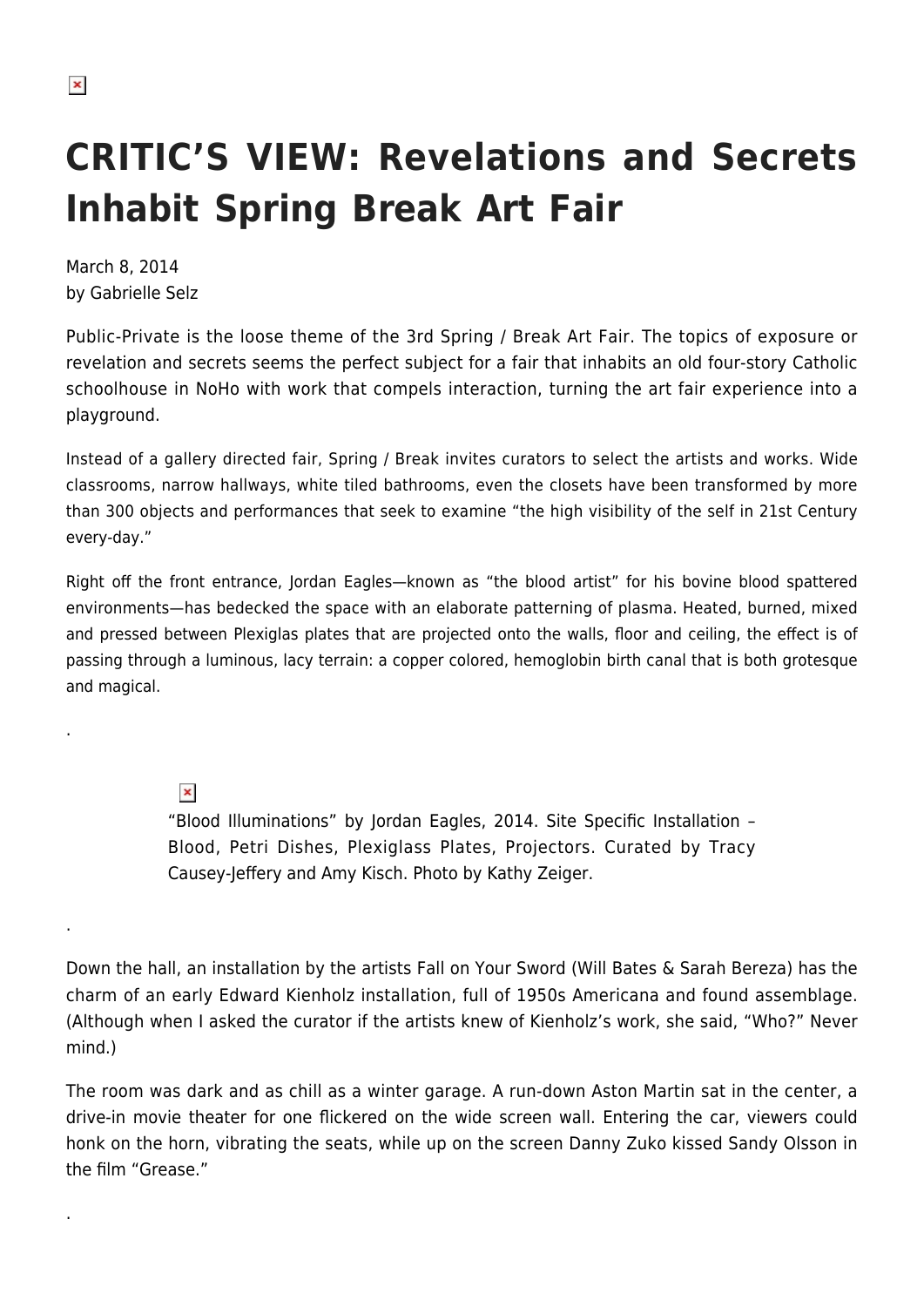# CRITIC'S VIEW: Revelations and Secrets Inhabit Spring Break Art Fair

March 8, 2014
by Gabrielle Selz

Public-Private is the loose theme of the 3rd Spring / Break Art Fair. The topics of exposure or revelation and secrets seems the perfect subject for a fair that inhabits an old four-story Catholic schoolhouse in NoHo with work that compels interaction, turning the art fair experience into a playground.

Instead of a gallery directed fair, Spring / Break invites curators to select the artists and works. Wide classrooms, narrow hallways, white tiled bathrooms, even the closets have been transformed by more than 300 objects and performances that seek to examine "the high visibility of the self in 21st Century every-day."

Right off the front entrance, Jordan Eagles—known as "the blood artist" for his bovine blood spattered environments—has bedecked the space with an elaborate patterning of plasma. Heated, burned, mixed and pressed between Plexiglas plates that are projected onto the walls, floor and ceiling, the effect is of passing through a luminous, lacy terrain: a copper colored, hemoglobin birth canal that is both grotesque and magical.

.

"Blood Illuminations" by Jordan Eagles, 2014. Site Specific Installation – Blood, Petri Dishes, Plexiglass Plates, Projectors. Curated by Tracy Causey-Jeffery and Amy Kisch. Photo by Kathy Zeiger.

.

Down the hall, an installation by the artists Fall on Your Sword (Will Bates & Sarah Bereza) has the charm of an early Edward Kienholz installation, full of 1950s Americana and found assemblage. (Although when I asked the curator if the artists knew of Kienholz's work, she said, "Who?" Never mind.)

The room was dark and as chill as a winter garage. A run-down Aston Martin sat in the center, a drive-in movie theater for one flickered on the wide screen wall. Entering the car, viewers could honk on the horn, vibrating the seats, while up on the screen Danny Zuko kissed Sandy Olsson in the film "Grease."

.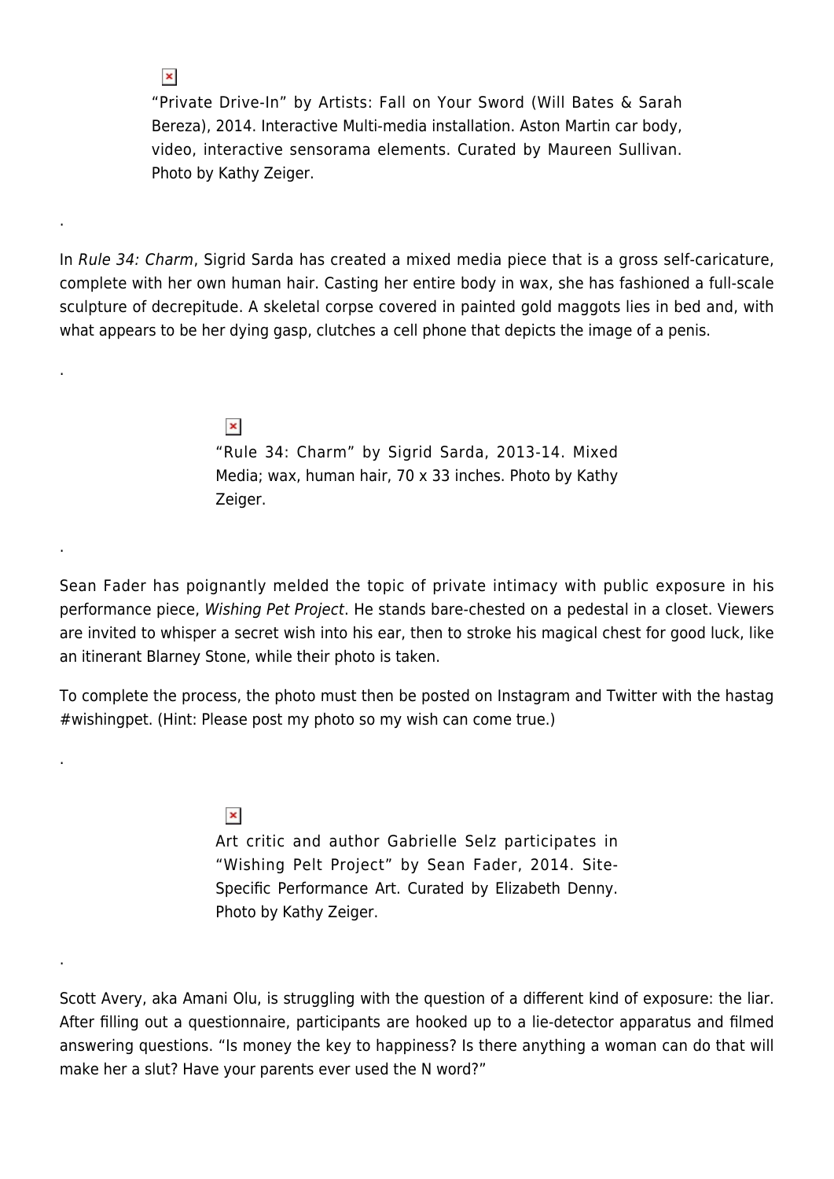"Private Drive-In" by Artists: Fall on Your Sword (Will Bates & Sarah Bereza), 2014. Interactive Multi-media installation. Aston Martin car body, video, interactive sensorama elements. Curated by Maureen Sullivan. Photo by Kathy Zeiger.

.

In *Rule 34: Charm*, Sigrid Sarda has created a mixed media piece that is a gross self-caricature, complete with her own human hair. Casting her entire body in wax, she has fashioned a full-scale sculpture of decrepitude. A skeletal corpse covered in painted gold maggots lies in bed and, with what appears to be her dying gasp, clutches a cell phone that depicts the image of a penis.

.

"Rule 34: Charm" by Sigrid Sarda, 2013-14. Mixed Media; wax, human hair, 70 x 33 inches. Photo by Kathy Zeiger.

.

Sean Fader has poignantly melded the topic of private intimacy with public exposure in his performance piece, *Wishing Pet Project*. He stands bare-chested on a pedestal in a closet. Viewers are invited to whisper a secret wish into his ear, then to stroke his magical chest for good luck, like an itinerant Blarney Stone, while their photo is taken.

To complete the process, the photo must then be posted on Instagram and Twitter with the hastag #wishingpet. (Hint: Please post my photo so my wish can come true.)

.

Art critic and author Gabrielle Selz participates in "Wishing Pelt Project" by Sean Fader, 2014. Site-Specific Performance Art. Curated by Elizabeth Denny. Photo by Kathy Zeiger.

.

Scott Avery, aka Amani Olu, is struggling with the question of a different kind of exposure: the liar. After filling out a questionnaire, participants are hooked up to a lie-detector apparatus and filmed answering questions. "Is money the key to happiness? Is there anything a woman can do that will make her a slut? Have your parents ever used the N word?"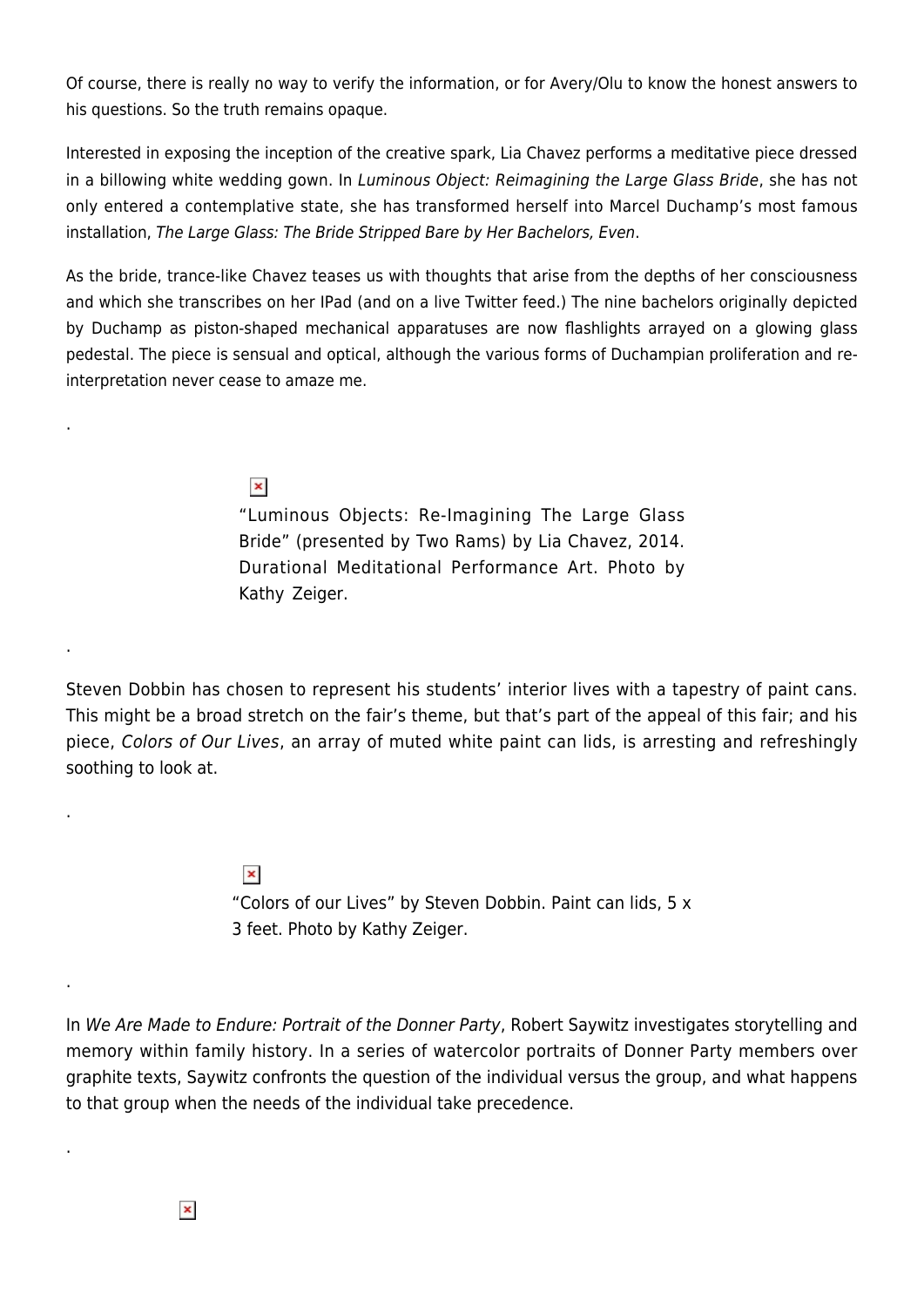Of course, there is really no way to verify the information, or for Avery/Olu to know the honest answers to his questions. So the truth remains opaque.

Interested in exposing the inception of the creative spark, Lia Chavez performs a meditative piece dressed in a billowing white wedding gown. In *Luminous Object: Reimagining the Large Glass Bride*, she has not only entered a contemplative state, she has transformed herself into Marcel Duchamp's most famous installation, *The Large Glass: The Bride Stripped Bare by Her Bachelors, Even*.

As the bride, trance-like Chavez teases us with thoughts that arise from the depths of her consciousness and which she transcribes on her IPad (and on a live Twitter feed.) The nine bachelors originally depicted by Duchamp as piston-shaped mechanical apparatuses are now flashlights arrayed on a glowing glass pedestal. The piece is sensual and optical, although the various forms of Duchampian proliferation and re-interpretation never cease to amaze me.

.

"Luminous Objects: Re-Imagining The Large Glass Bride" (presented by Two Rams) by Lia Chavez, 2014. Durational Meditational Performance Art. Photo by Kathy Zeiger.

.

Steven Dobbin has chosen to represent his students' interior lives with a tapestry of paint cans. This might be a broad stretch on the fair's theme, but that's part of the appeal of this fair; and his piece, *Colors of Our Lives*, an array of muted white paint can lids, is arresting and refreshingly soothing to look at.

.

"Colors of our Lives" by Steven Dobbin. Paint can lids, 5 x 3 feet. Photo by Kathy Zeiger.

.

In *We Are Made to Endure: Portrait of the Donner Party*, Robert Saywitz investigates storytelling and memory within family history. In a series of watercolor portraits of Donner Party members over graphite texts, Saywitz confronts the question of the individual versus the group, and what happens to that group when the needs of the individual take precedence.

.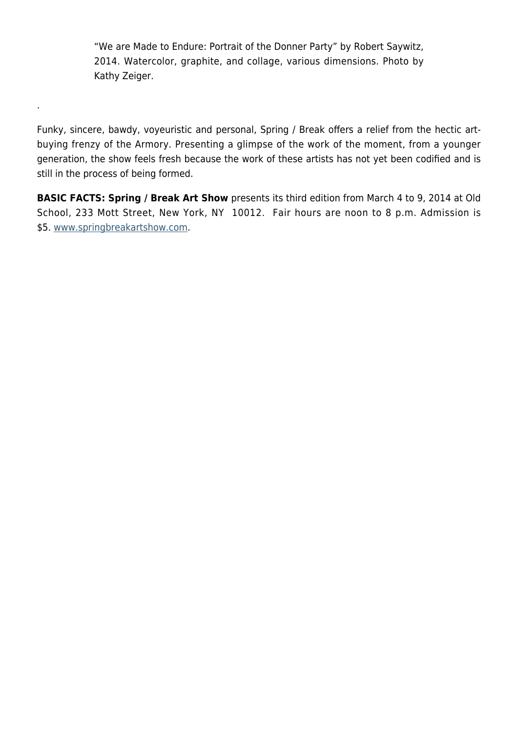"We are Made to Endure: Portrait of the Donner Party" by Robert Saywitz, 2014. Watercolor, graphite, and collage, various dimensions. Photo by Kathy Zeiger.

.

Funky, sincere, bawdy, voyeuristic and personal, Spring / Break offers a relief from the hectic art-buying frenzy of the Armory. Presenting a glimpse of the work of the moment, from a younger generation, the show feels fresh because the work of these artists has not yet been codified and is still in the process of being formed.

**BASIC FACTS: Spring / Break Art Show** presents its third edition from March 4 to 9, 2014 at Old School, 233 Mott Street, New York, NY 10012. Fair hours are noon to 8 p.m. Admission is $5. [www.springbreakartshow.com](http://www.springbreakartshow.com).